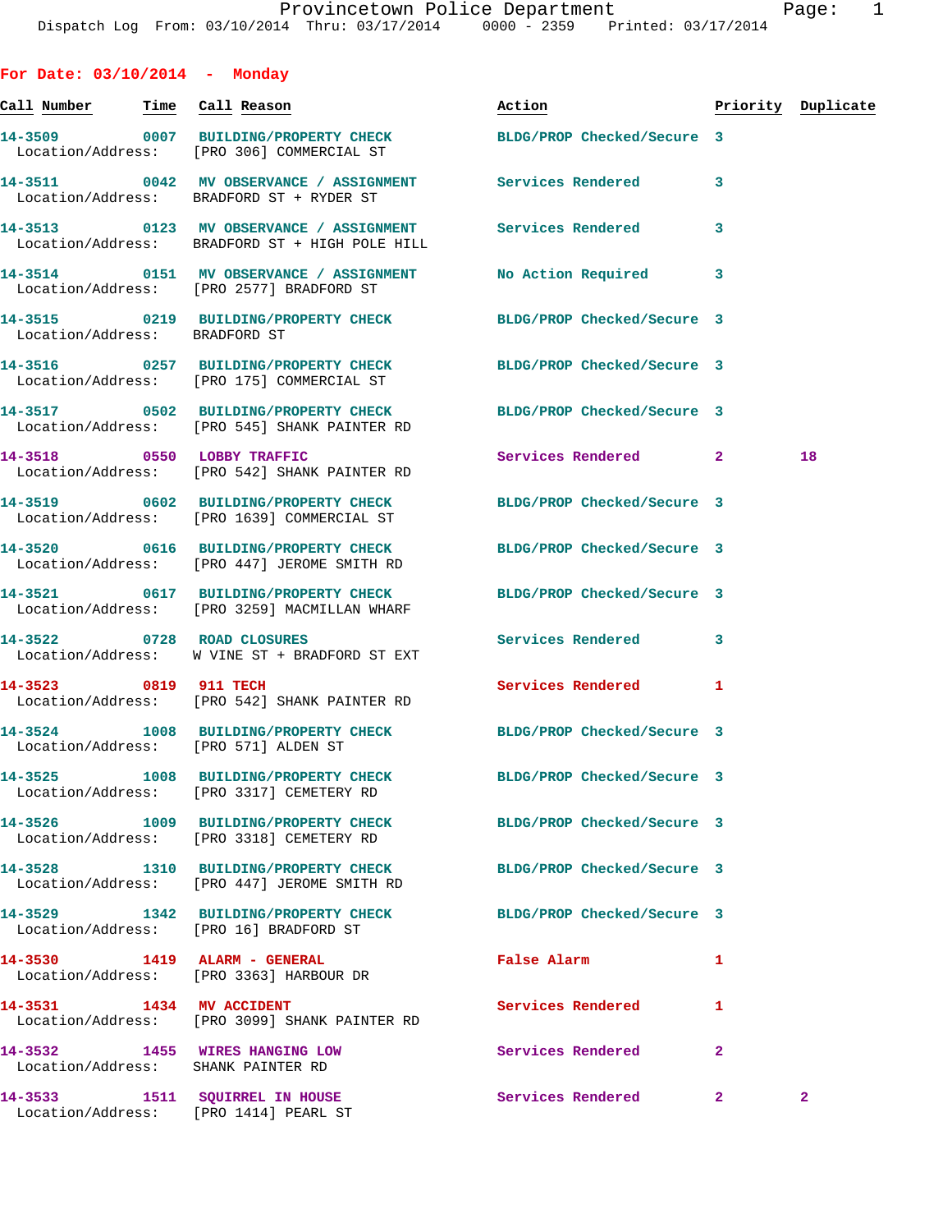Provincetown Police Department
Dispatch Log From: 03/10/2014 Thru: 03/17/2014 0000 - 2359 Printed: 03/17/2014

## For Date: 03/10/2014 - Monday

| Call Number | Time | Call Reason | Action | Priority | Duplicate |
|---|---|---|---|---|---|
| 14-3509 | 0007 | BUILDING/PROPERTY CHECK | BLDG/PROP Checked/Secure | 3 | |
| Location/Address: | | [PRO 306] COMMERCIAL ST | | | |
| 14-3511 | 0042 | MV OBSERVANCE / ASSIGNMENT | Services Rendered | 3 | |
| Location/Address: | | BRADFORD ST + RYDER ST | | | |
| 14-3513 | 0123 | MV OBSERVANCE / ASSIGNMENT | Services Rendered | 3 | |
| Location/Address: | | BRADFORD ST + HIGH POLE HILL | | | |
| 14-3514 | 0151 | MV OBSERVANCE / ASSIGNMENT | No Action Required | 3 | |
| Location/Address: | | [PRO 2577] BRADFORD ST | | | |
| 14-3515 | 0219 | BUILDING/PROPERTY CHECK | BLDG/PROP Checked/Secure | 3 | |
| Location/Address: | | BRADFORD ST | | | |
| 14-3516 | 0257 | BUILDING/PROPERTY CHECK | BLDG/PROP Checked/Secure | 3 | |
| Location/Address: | | [PRO 175] COMMERCIAL ST | | | |
| 14-3517 | 0502 | BUILDING/PROPERTY CHECK | BLDG/PROP Checked/Secure | 3 | |
| Location/Address: | | [PRO 545] SHANK PAINTER RD | | | |
| 14-3518 | 0550 | LOBBY TRAFFIC | Services Rendered | 2 | 18 |
| Location/Address: | | [PRO 542] SHANK PAINTER RD | | | |
| 14-3519 | 0602 | BUILDING/PROPERTY CHECK | BLDG/PROP Checked/Secure | 3 | |
| Location/Address: | | [PRO 1639] COMMERCIAL ST | | | |
| 14-3520 | 0616 | BUILDING/PROPERTY CHECK | BLDG/PROP Checked/Secure | 3 | |
| Location/Address: | | [PRO 447] JEROME SMITH RD | | | |
| 14-3521 | 0617 | BUILDING/PROPERTY CHECK | BLDG/PROP Checked/Secure | 3 | |
| Location/Address: | | [PRO 3259] MACMILLAN WHARF | | | |
| 14-3522 | 0728 | ROAD CLOSURES | Services Rendered | 3 | |
| Location/Address: | | W VINE ST + BRADFORD ST EXT | | | |
| 14-3523 | 0819 | 911 TECH | Services Rendered | 1 | |
| Location/Address: | | [PRO 542] SHANK PAINTER RD | | | |
| 14-3524 | 1008 | BUILDING/PROPERTY CHECK | BLDG/PROP Checked/Secure | 3 | |
| Location/Address: | | [PRO 571] ALDEN ST | | | |
| 14-3525 | 1008 | BUILDING/PROPERTY CHECK | BLDG/PROP Checked/Secure | 3 | |
| Location/Address: | | [PRO 3317] CEMETERY RD | | | |
| 14-3526 | 1009 | BUILDING/PROPERTY CHECK | BLDG/PROP Checked/Secure | 3 | |
| Location/Address: | | [PRO 3318] CEMETERY RD | | | |
| 14-3528 | 1310 | BUILDING/PROPERTY CHECK | BLDG/PROP Checked/Secure | 3 | |
| Location/Address: | | [PRO 447] JEROME SMITH RD | | | |
| 14-3529 | 1342 | BUILDING/PROPERTY CHECK | BLDG/PROP Checked/Secure | 3 | |
| Location/Address: | | [PRO 16] BRADFORD ST | | | |
| 14-3530 | 1419 | ALARM - GENERAL | False Alarm | 1 | |
| Location/Address: | | [PRO 3363] HARBOUR DR | | | |
| 14-3531 | 1434 | MV ACCIDENT | Services Rendered | 1 | |
| Location/Address: | | [PRO 3099] SHANK PAINTER RD | | | |
| 14-3532 | 1455 | WIRES HANGING LOW | Services Rendered | 2 | |
| Location/Address: | | SHANK PAINTER RD | | | |
| 14-3533 | 1511 | SQUIRREL IN HOUSE | Services Rendered | 2 | 2 |
| Location/Address: | | [PRO 1414] PEARL ST | | | |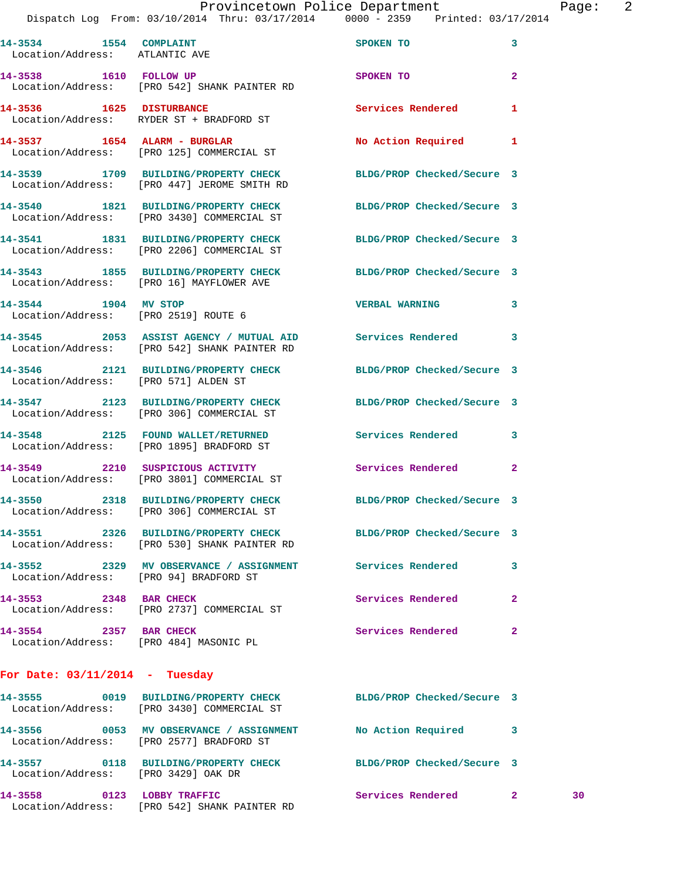14-3534 1554 COMPLAINT SPOKEN TO 3
Location/Address: ATLANTIC AVE

14-3538 1610 FOLLOW UP SPOKEN TO 2
Location/Address: [PRO 542] SHANK PAINTER RD

14-3536 1625 DISTURBANCE Services Rendered 1
Location/Address: RYDER ST + BRADFORD ST

14-3537 1654 ALARM - BURGLAR No Action Required 1
Location/Address: [PRO 125] COMMERCIAL ST

14-3539 1709 BUILDING/PROPERTY CHECK BLDG/PROP Checked/Secure 3
Location/Address: [PRO 447] JEROME SMITH RD

14-3540 1821 BUILDING/PROPERTY CHECK BLDG/PROP Checked/Secure 3
Location/Address: [PRO 3430] COMMERCIAL ST

14-3541 1831 BUILDING/PROPERTY CHECK BLDG/PROP Checked/Secure 3
Location/Address: [PRO 2206] COMMERCIAL ST

14-3543 1855 BUILDING/PROPERTY CHECK BLDG/PROP Checked/Secure 3
Location/Address: [PRO 16] MAYFLOWER AVE

14-3544 1904 MV STOP VERBAL WARNING 3
Location/Address: [PRO 2519] ROUTE 6

14-3545 2053 ASSIST AGENCY / MUTUAL AID Services Rendered 3
Location/Address: [PRO 542] SHANK PAINTER RD

14-3546 2121 BUILDING/PROPERTY CHECK BLDG/PROP Checked/Secure 3
Location/Address: [PRO 571] ALDEN ST

14-3547 2123 BUILDING/PROPERTY CHECK BLDG/PROP Checked/Secure 3
Location/Address: [PRO 306] COMMERCIAL ST

14-3548 2125 FOUND WALLET/RETURNED Services Rendered 3
Location/Address: [PRO 1895] BRADFORD ST

14-3549 2210 SUSPICIOUS ACTIVITY Services Rendered 2
Location/Address: [PRO 3801] COMMERCIAL ST

14-3550 2318 BUILDING/PROPERTY CHECK BLDG/PROP Checked/Secure 3
Location/Address: [PRO 306] COMMERCIAL ST

14-3551 2326 BUILDING/PROPERTY CHECK BLDG/PROP Checked/Secure 3
Location/Address: [PRO 530] SHANK PAINTER RD

14-3552 2329 MV OBSERVANCE / ASSIGNMENT Services Rendered 3
Location/Address: [PRO 94] BRADFORD ST

14-3553 2348 BAR CHECK Services Rendered 2
Location/Address: [PRO 2737] COMMERCIAL ST

14-3554 2357 BAR CHECK Services Rendered 2
Location/Address: [PRO 484] MASONIC PL

## For Date: 03/11/2014 - Tuesday

14-3555 0019 BUILDING/PROPERTY CHECK BLDG/PROP Checked/Secure 3
Location/Address: [PRO 3430] COMMERCIAL ST

14-3556 0053 MV OBSERVANCE / ASSIGNMENT No Action Required 3
Location/Address: [PRO 2577] BRADFORD ST

14-3557 0118 BUILDING/PROPERTY CHECK BLDG/PROP Checked/Secure 3
Location/Address: [PRO 3429] OAK DR

14-3558 0123 LOBBY TRAFFIC Services Rendered 2 30
Location/Address: [PRO 542] SHANK PAINTER RD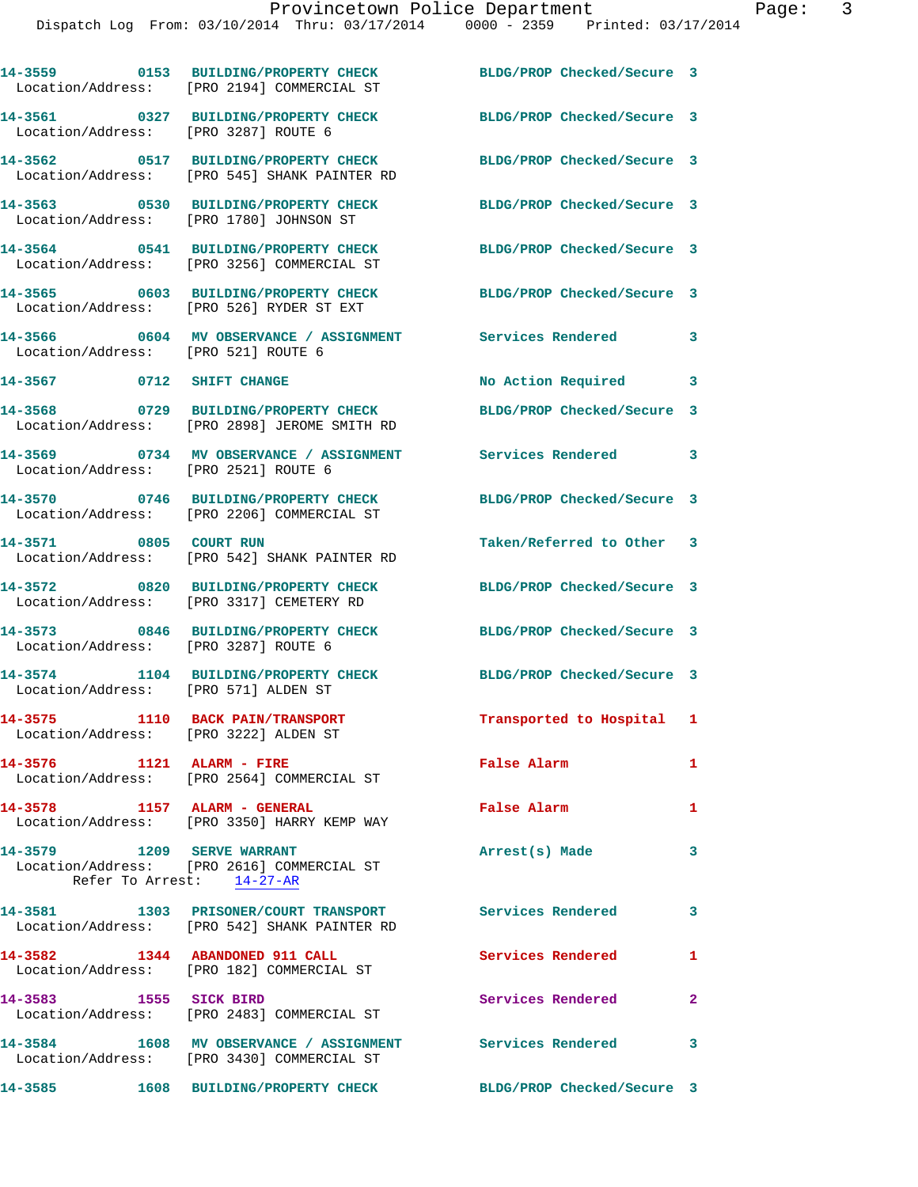14-3559 0153 BUILDING/PROPERTY CHECK BLDG/PROP Checked/Secure 3
Location/Address: [PRO 2194] COMMERCIAL ST

14-3561 0327 BUILDING/PROPERTY CHECK BLDG/PROP Checked/Secure 3
Location/Address: [PRO 3287] ROUTE 6

14-3562 0517 BUILDING/PROPERTY CHECK BLDG/PROP Checked/Secure 3
Location/Address: [PRO 545] SHANK PAINTER RD

14-3563 0530 BUILDING/PROPERTY CHECK BLDG/PROP Checked/Secure 3
Location/Address: [PRO 1780] JOHNSON ST

14-3564 0541 BUILDING/PROPERTY CHECK BLDG/PROP Checked/Secure 3
Location/Address: [PRO 3256] COMMERCIAL ST

14-3565 0603 BUILDING/PROPERTY CHECK BLDG/PROP Checked/Secure 3
Location/Address: [PRO 526] RYDER ST EXT

14-3566 0604 MV OBSERVANCE / ASSIGNMENT Services Rendered 3
Location/Address: [PRO 521] ROUTE 6

14-3567 0712 SHIFT CHANGE No Action Required 3

14-3568 0729 BUILDING/PROPERTY CHECK BLDG/PROP Checked/Secure 3
Location/Address: [PRO 2898] JEROME SMITH RD

14-3569 0734 MV OBSERVANCE / ASSIGNMENT Services Rendered 3
Location/Address: [PRO 2521] ROUTE 6

14-3570 0746 BUILDING/PROPERTY CHECK BLDG/PROP Checked/Secure 3
Location/Address: [PRO 2206] COMMERCIAL ST

14-3571 0805 COURT RUN Taken/Referred to Other 3
Location/Address: [PRO 542] SHANK PAINTER RD

14-3572 0820 BUILDING/PROPERTY CHECK BLDG/PROP Checked/Secure 3
Location/Address: [PRO 3317] CEMETERY RD

14-3573 0846 BUILDING/PROPERTY CHECK BLDG/PROP Checked/Secure 3
Location/Address: [PRO 3287] ROUTE 6

14-3574 1104 BUILDING/PROPERTY CHECK BLDG/PROP Checked/Secure 3
Location/Address: [PRO 571] ALDEN ST

14-3575 1110 BACK PAIN/TRANSPORT Transported to Hospital 1
Location/Address: [PRO 3222] ALDEN ST

14-3576 1121 ALARM - FIRE False Alarm 1
Location/Address: [PRO 2564] COMMERCIAL ST

14-3578 1157 ALARM - GENERAL False Alarm 1
Location/Address: [PRO 3350] HARRY KEMP WAY

14-3579 1209 SERVE WARRANT Arrest(s) Made 3
Location/Address: [PRO 2616] COMMERCIAL ST
Refer To Arrest: 14-27-AR

14-3581 1303 PRISONER/COURT TRANSPORT Services Rendered 3
Location/Address: [PRO 542] SHANK PAINTER RD

14-3582 1344 ABANDONED 911 CALL Services Rendered 1
Location/Address: [PRO 182] COMMERCIAL ST

14-3583 1555 SICK BIRD Services Rendered 2
Location/Address: [PRO 2483] COMMERCIAL ST

14-3584 1608 MV OBSERVANCE / ASSIGNMENT Services Rendered 3
Location/Address: [PRO 3430] COMMERCIAL ST

14-3585 1608 BUILDING/PROPERTY CHECK BLDG/PROP Checked/Secure 3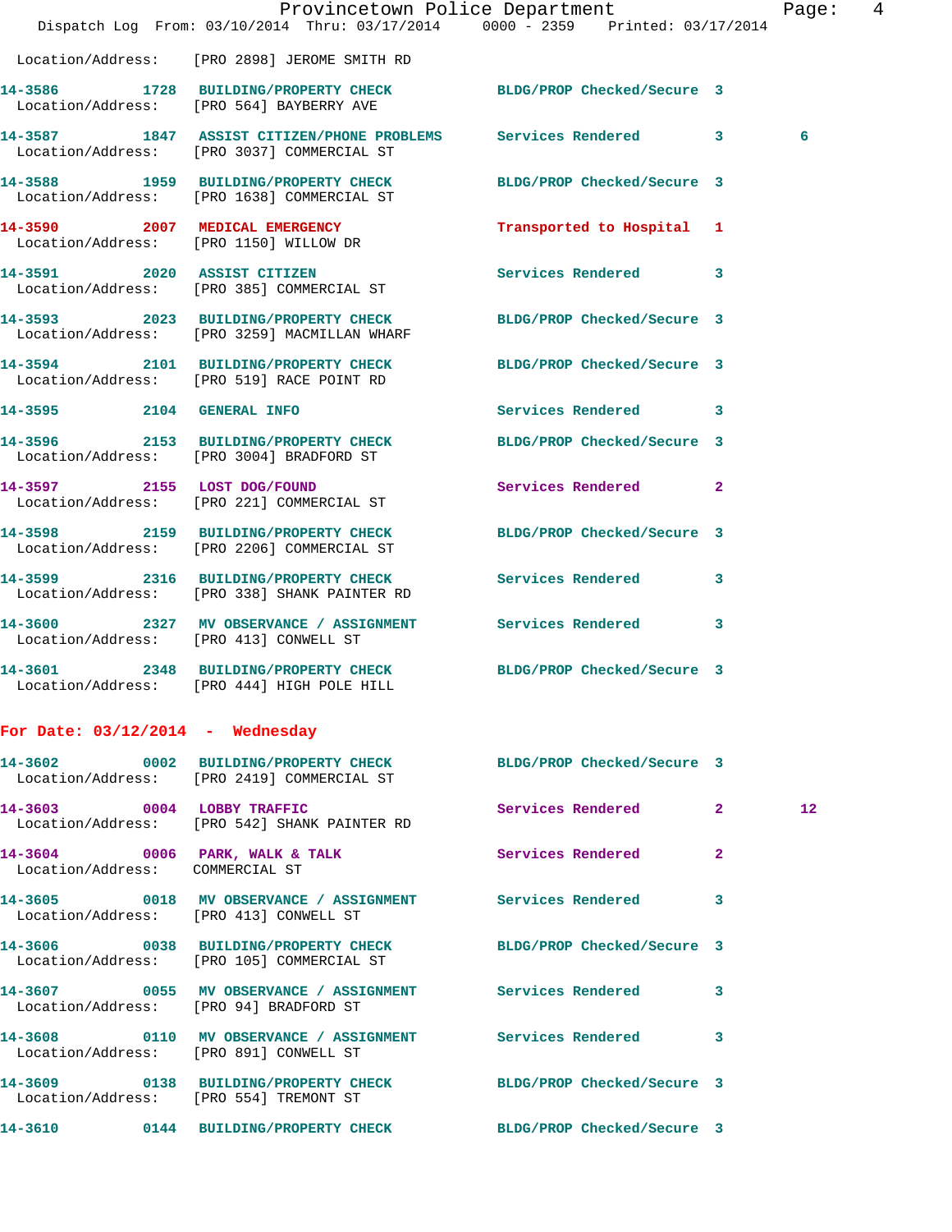Location/Address: [PRO 2898] JEROME SMITH RD

14-3586 1728 BUILDING/PROPERTY CHECK BLDG/PROP Checked/Secure 3
Location/Address: [PRO 564] BAYBERRY AVE

14-3587 1847 ASSIST CITIZEN/PHONE PROBLEMS Services Rendered 3 6
Location/Address: [PRO 3037] COMMERCIAL ST

14-3588 1959 BUILDING/PROPERTY CHECK BLDG/PROP Checked/Secure 3
Location/Address: [PRO 1638] COMMERCIAL ST

14-3590 2007 MEDICAL EMERGENCY Transported to Hospital 1
Location/Address: [PRO 1150] WILLOW DR

14-3591 2020 ASSIST CITIZEN Services Rendered 3
Location/Address: [PRO 385] COMMERCIAL ST

14-3593 2023 BUILDING/PROPERTY CHECK BLDG/PROP Checked/Secure 3
Location/Address: [PRO 3259] MACMILLAN WHARF

14-3594 2101 BUILDING/PROPERTY CHECK BLDG/PROP Checked/Secure 3
Location/Address: [PRO 519] RACE POINT RD

14-3595 2104 GENERAL INFO Services Rendered 3

14-3596 2153 BUILDING/PROPERTY CHECK BLDG/PROP Checked/Secure 3
Location/Address: [PRO 3004] BRADFORD ST

14-3597 2155 LOST DOG/FOUND Services Rendered 2
Location/Address: [PRO 221] COMMERCIAL ST

14-3598 2159 BUILDING/PROPERTY CHECK BLDG/PROP Checked/Secure 3
Location/Address: [PRO 2206] COMMERCIAL ST

14-3599 2316 BUILDING/PROPERTY CHECK Services Rendered 3
Location/Address: [PRO 338] SHANK PAINTER RD

14-3600 2327 MV OBSERVANCE / ASSIGNMENT Services Rendered 3
Location/Address: [PRO 413] CONWELL ST

14-3601 2348 BUILDING/PROPERTY CHECK BLDG/PROP Checked/Secure 3
Location/Address: [PRO 444] HIGH POLE HILL

## For Date: 03/12/2014 - Wednesday

14-3602 0002 BUILDING/PROPERTY CHECK BLDG/PROP Checked/Secure 3
Location/Address: [PRO 2419] COMMERCIAL ST

14-3603 0004 LOBBY TRAFFIC Services Rendered 2 12
Location/Address: [PRO 542] SHANK PAINTER RD

14-3604 0006 PARK, WALK & TALK Services Rendered 2
Location/Address: COMMERCIAL ST

14-3605 0018 MV OBSERVANCE / ASSIGNMENT Services Rendered 3
Location/Address: [PRO 413] CONWELL ST

14-3606 0038 BUILDING/PROPERTY CHECK BLDG/PROP Checked/Secure 3
Location/Address: [PRO 105] COMMERCIAL ST

14-3607 0055 MV OBSERVANCE / ASSIGNMENT Services Rendered 3
Location/Address: [PRO 94] BRADFORD ST

14-3608 0110 MV OBSERVANCE / ASSIGNMENT Services Rendered 3
Location/Address: [PRO 891] CONWELL ST

14-3609 0138 BUILDING/PROPERTY CHECK BLDG/PROP Checked/Secure 3
Location/Address: [PRO 554] TREMONT ST

14-3610 0144 BUILDING/PROPERTY CHECK BLDG/PROP Checked/Secure 3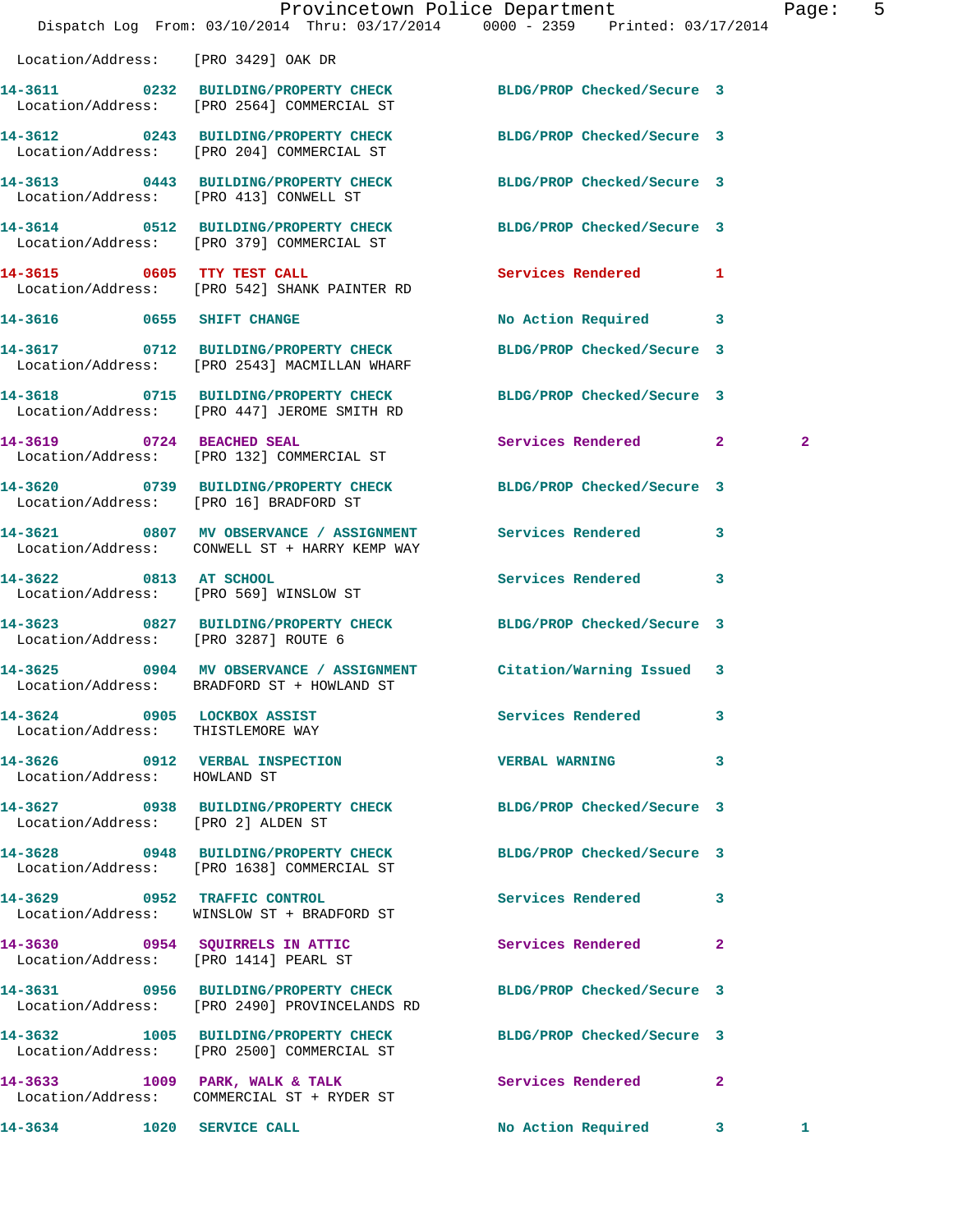Location/Address: [PRO 3429] OAK DR

14-3611 0232 BUILDING/PROPERTY CHECK BLDG/PROP Checked/Secure 3
Location/Address: [PRO 2564] COMMERCIAL ST

14-3612 0243 BUILDING/PROPERTY CHECK BLDG/PROP Checked/Secure 3
Location/Address: [PRO 204] COMMERCIAL ST

14-3613 0443 BUILDING/PROPERTY CHECK BLDG/PROP Checked/Secure 3
Location/Address: [PRO 413] CONWELL ST

14-3614 0512 BUILDING/PROPERTY CHECK BLDG/PROP Checked/Secure 3
Location/Address: [PRO 379] COMMERCIAL ST

14-3615 0605 TTY TEST CALL Services Rendered 1
Location/Address: [PRO 542] SHANK PAINTER RD

14-3616 0655 SHIFT CHANGE No Action Required 3

14-3617 0712 BUILDING/PROPERTY CHECK BLDG/PROP Checked/Secure 3
Location/Address: [PRO 2543] MACMILLAN WHARF

14-3618 0715 BUILDING/PROPERTY CHECK BLDG/PROP Checked/Secure 3
Location/Address: [PRO 447] JEROME SMITH RD

14-3619 0724 BEACHED SEAL Services Rendered 2 2
Location/Address: [PRO 132] COMMERCIAL ST

14-3620 0739 BUILDING/PROPERTY CHECK BLDG/PROP Checked/Secure 3
Location/Address: [PRO 16] BRADFORD ST

14-3621 0807 MV OBSERVANCE / ASSIGNMENT Services Rendered 3
Location/Address: CONWELL ST + HARRY KEMP WAY

14-3622 0813 AT SCHOOL Services Rendered 3
Location/Address: [PRO 569] WINSLOW ST

14-3623 0827 BUILDING/PROPERTY CHECK BLDG/PROP Checked/Secure 3
Location/Address: [PRO 3287] ROUTE 6

14-3625 0904 MV OBSERVANCE / ASSIGNMENT Citation/Warning Issued 3
Location/Address: BRADFORD ST + HOWLAND ST

14-3624 0905 LOCKBOX ASSIST Services Rendered 3
Location/Address: THISTLEMORE WAY

14-3626 0912 VERBAL INSPECTION VERBAL WARNING 3
Location/Address: HOWLAND ST

14-3627 0938 BUILDING/PROPERTY CHECK BLDG/PROP Checked/Secure 3
Location/Address: [PRO 2] ALDEN ST

14-3628 0948 BUILDING/PROPERTY CHECK BLDG/PROP Checked/Secure 3
Location/Address: [PRO 1638] COMMERCIAL ST

14-3629 0952 TRAFFIC CONTROL Services Rendered 3
Location/Address: WINSLOW ST + BRADFORD ST

14-3630 0954 SQUIRRELS IN ATTIC Services Rendered 2
Location/Address: [PRO 1414] PEARL ST

14-3631 0956 BUILDING/PROPERTY CHECK BLDG/PROP Checked/Secure 3
Location/Address: [PRO 2490] PROVINCELANDS RD

14-3632 1005 BUILDING/PROPERTY CHECK BLDG/PROP Checked/Secure 3
Location/Address: [PRO 2500] COMMERCIAL ST

14-3633 1009 PARK, WALK & TALK Services Rendered 2
Location/Address: COMMERCIAL ST + RYDER ST

14-3634 1020 SERVICE CALL No Action Required 3 1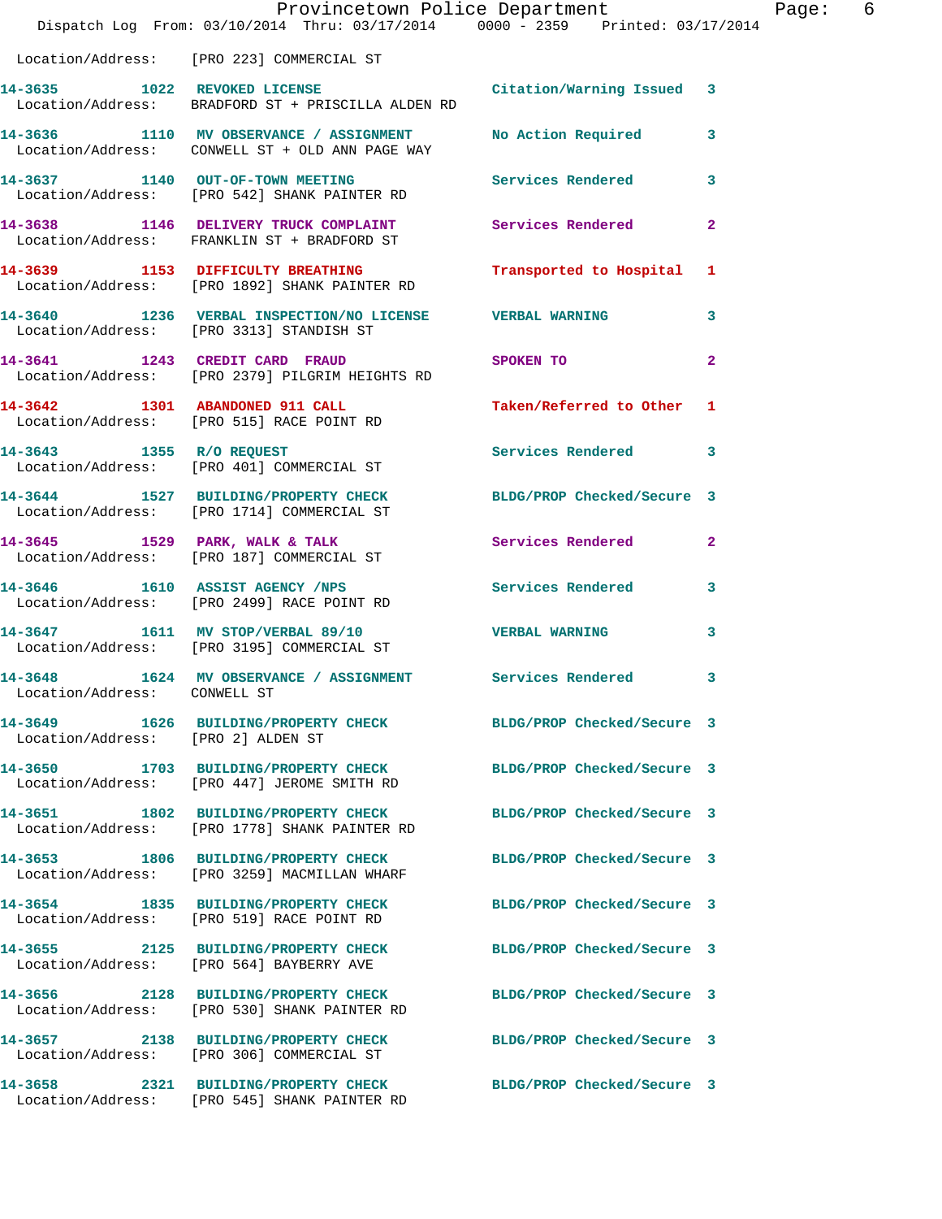Location/Address: [PRO 223] COMMERCIAL ST

| Call Number | Time | Call Reason | Action | Priority |
|---|---|---|---|---|
| 14-3635 | 1022 | REVOKED LICENSE | Citation/Warning Issued | 3 |
| Location/Address: | | BRADFORD ST + PRISCILLA ALDEN RD | | |
| 14-3636 | 1110 | MV OBSERVANCE / ASSIGNMENT | No Action Required | 3 |
| Location/Address: | | CONWELL ST + OLD ANN PAGE WAY | | |
| 14-3637 | 1140 | OUT-OF-TOWN MEETING | Services Rendered | 3 |
| Location/Address: | | [PRO 542] SHANK PAINTER RD | | |
| 14-3638 | 1146 | DELIVERY TRUCK COMPLAINT | Services Rendered | 2 |
| Location/Address: | | FRANKLIN ST + BRADFORD ST | | |
| 14-3639 | 1153 | DIFFICULTY BREATHING | Transported to Hospital | 1 |
| Location/Address: | | [PRO 1892] SHANK PAINTER RD | | |
| 14-3640 | 1236 | VERBAL INSPECTION/NO LICENSE | VERBAL WARNING | 3 |
| Location/Address: | | [PRO 3313] STANDISH ST | | |
| 14-3641 | 1243 | CREDIT CARD FRAUD | SPOKEN TO | 2 |
| Location/Address: | | [PRO 2379] PILGRIM HEIGHTS RD | | |
| 14-3642 | 1301 | ABANDONED 911 CALL | Taken/Referred to Other | 1 |
| Location/Address: | | [PRO 515] RACE POINT RD | | |
| 14-3643 | 1355 | R/O REQUEST | Services Rendered | 3 |
| Location/Address: | | [PRO 401] COMMERCIAL ST | | |
| 14-3644 | 1527 | BUILDING/PROPERTY CHECK | BLDG/PROP Checked/Secure | 3 |
| Location/Address: | | [PRO 1714] COMMERCIAL ST | | |
| 14-3645 | 1529 | PARK, WALK & TALK | Services Rendered | 2 |
| Location/Address: | | [PRO 187] COMMERCIAL ST | | |
| 14-3646 | 1610 | ASSIST AGENCY /NPS | Services Rendered | 3 |
| Location/Address: | | [PRO 2499] RACE POINT RD | | |
| 14-3647 | 1611 | MV STOP/VERBAL 89/10 | VERBAL WARNING | 3 |
| Location/Address: | | [PRO 3195] COMMERCIAL ST | | |
| 14-3648 | 1624 | MV OBSERVANCE / ASSIGNMENT | Services Rendered | 3 |
| Location/Address: | | CONWELL ST | | |
| 14-3649 | 1626 | BUILDING/PROPERTY CHECK | BLDG/PROP Checked/Secure | 3 |
| Location/Address: | | [PRO 2] ALDEN ST | | |
| 14-3650 | 1703 | BUILDING/PROPERTY CHECK | BLDG/PROP Checked/Secure | 3 |
| Location/Address: | | [PRO 447] JEROME SMITH RD | | |
| 14-3651 | 1802 | BUILDING/PROPERTY CHECK | BLDG/PROP Checked/Secure | 3 |
| Location/Address: | | [PRO 1778] SHANK PAINTER RD | | |
| 14-3653 | 1806 | BUILDING/PROPERTY CHECK | BLDG/PROP Checked/Secure | 3 |
| Location/Address: | | [PRO 3259] MACMILLAN WHARF | | |
| 14-3654 | 1835 | BUILDING/PROPERTY CHECK | BLDG/PROP Checked/Secure | 3 |
| Location/Address: | | [PRO 519] RACE POINT RD | | |
| 14-3655 | 2125 | BUILDING/PROPERTY CHECK | BLDG/PROP Checked/Secure | 3 |
| Location/Address: | | [PRO 564] BAYBERRY AVE | | |
| 14-3656 | 2128 | BUILDING/PROPERTY CHECK | BLDG/PROP Checked/Secure | 3 |
| Location/Address: | | [PRO 530] SHANK PAINTER RD | | |
| 14-3657 | 2138 | BUILDING/PROPERTY CHECK | BLDG/PROP Checked/Secure | 3 |
| Location/Address: | | [PRO 306] COMMERCIAL ST | | |
| 14-3658 | 2321 | BUILDING/PROPERTY CHECK | BLDG/PROP Checked/Secure | 3 |
| Location/Address: | | [PRO 545] SHANK PAINTER RD | | |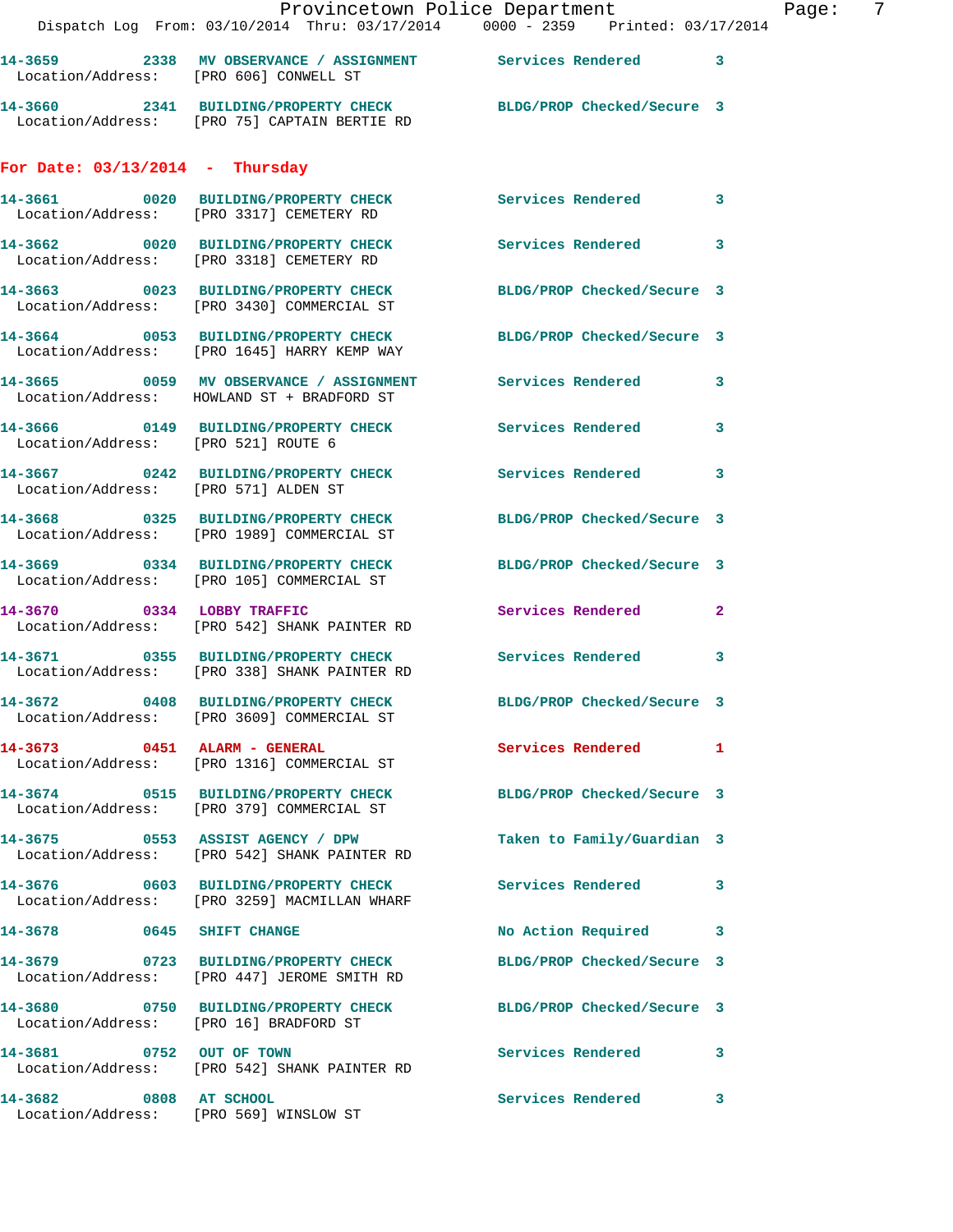14-3659 2338 MV OBSERVANCE / ASSIGNMENT Services Rendered 3
Location/Address: [PRO 606] CONWELL ST

14-3660 2341 BUILDING/PROPERTY CHECK BLDG/PROP Checked/Secure 3
Location/Address: [PRO 75] CAPTAIN BERTIE RD

## For Date: 03/13/2014 - Thursday

14-3661 0020 BUILDING/PROPERTY CHECK Services Rendered 3
Location/Address: [PRO 3317] CEMETERY RD

14-3662 0020 BUILDING/PROPERTY CHECK Services Rendered 3
Location/Address: [PRO 3318] CEMETERY RD

14-3663 0023 BUILDING/PROPERTY CHECK BLDG/PROP Checked/Secure 3
Location/Address: [PRO 3430] COMMERCIAL ST

14-3664 0053 BUILDING/PROPERTY CHECK BLDG/PROP Checked/Secure 3
Location/Address: [PRO 1645] HARRY KEMP WAY

14-3665 0059 MV OBSERVANCE / ASSIGNMENT Services Rendered 3
Location/Address: HOWLAND ST + BRADFORD ST

14-3666 0149 BUILDING/PROPERTY CHECK Services Rendered 3
Location/Address: [PRO 521] ROUTE 6

14-3667 0242 BUILDING/PROPERTY CHECK Services Rendered 3
Location/Address: [PRO 571] ALDEN ST

14-3668 0325 BUILDING/PROPERTY CHECK BLDG/PROP Checked/Secure 3
Location/Address: [PRO 1989] COMMERCIAL ST

14-3669 0334 BUILDING/PROPERTY CHECK BLDG/PROP Checked/Secure 3
Location/Address: [PRO 105] COMMERCIAL ST

14-3670 0334 LOBBY TRAFFIC Services Rendered 2
Location/Address: [PRO 542] SHANK PAINTER RD

14-3671 0355 BUILDING/PROPERTY CHECK Services Rendered 3
Location/Address: [PRO 338] SHANK PAINTER RD

14-3672 0408 BUILDING/PROPERTY CHECK BLDG/PROP Checked/Secure 3
Location/Address: [PRO 3609] COMMERCIAL ST

14-3673 0451 ALARM - GENERAL Services Rendered 1
Location/Address: [PRO 1316] COMMERCIAL ST

14-3674 0515 BUILDING/PROPERTY CHECK BLDG/PROP Checked/Secure 3
Location/Address: [PRO 379] COMMERCIAL ST

14-3675 0553 ASSIST AGENCY / DPW Taken to Family/Guardian 3
Location/Address: [PRO 542] SHANK PAINTER RD

14-3676 0603 BUILDING/PROPERTY CHECK Services Rendered 3
Location/Address: [PRO 3259] MACMILLAN WHARF

14-3678 0645 SHIFT CHANGE No Action Required 3

14-3679 0723 BUILDING/PROPERTY CHECK BLDG/PROP Checked/Secure 3
Location/Address: [PRO 447] JEROME SMITH RD

14-3680 0750 BUILDING/PROPERTY CHECK BLDG/PROP Checked/Secure 3
Location/Address: [PRO 16] BRADFORD ST

14-3681 0752 OUT OF TOWN Services Rendered 3
Location/Address: [PRO 542] SHANK PAINTER RD

14-3682 0808 AT SCHOOL Services Rendered 3
Location/Address: [PRO 569] WINSLOW ST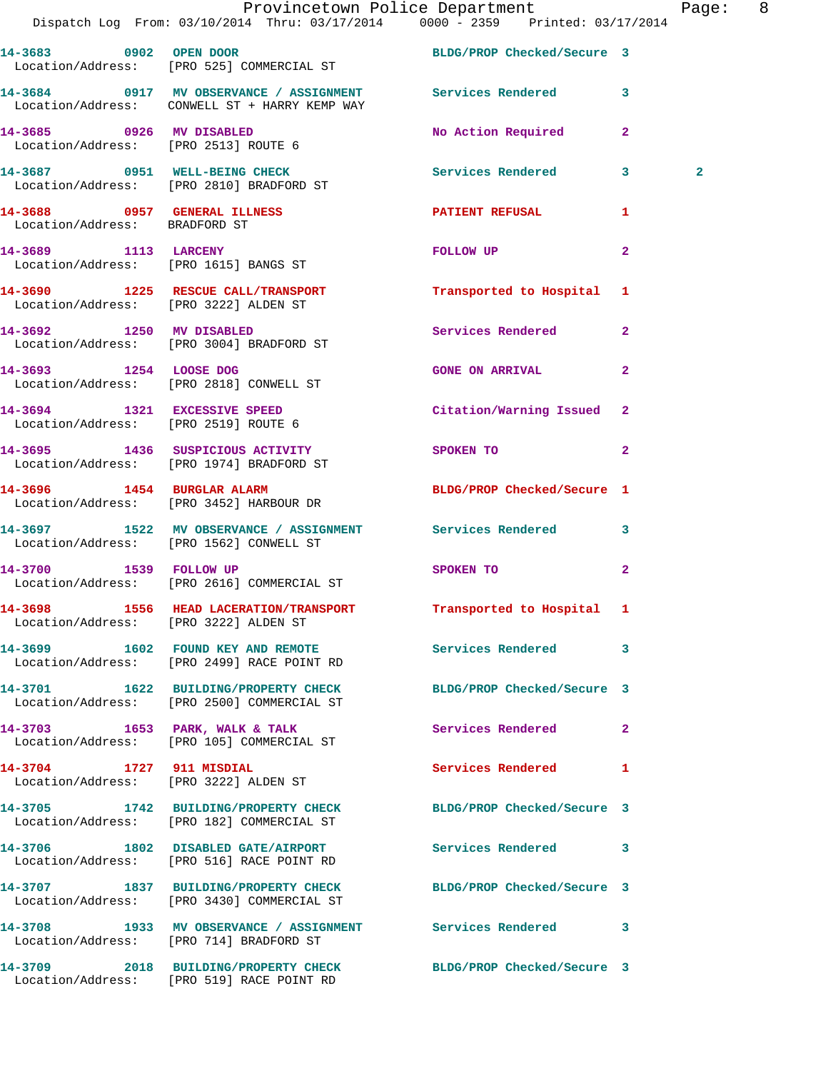14-3683 0902 OPEN DOOR BLDG/PROP Checked/Secure 3
Location/Address: [PRO 525] COMMERCIAL ST

14-3684 0917 MV OBSERVANCE / ASSIGNMENT Services Rendered 3
Location/Address: CONWELL ST + HARRY KEMP WAY

14-3685 0926 MV DISABLED No Action Required 2
Location/Address: [PRO 2513] ROUTE 6

14-3687 0951 WELL-BEING CHECK Services Rendered 3 2
Location/Address: [PRO 2810] BRADFORD ST

14-3688 0957 GENERAL ILLNESS PATIENT REFUSAL 1
Location/Address: BRADFORD ST

14-3689 1113 LARCENY FOLLOW UP 2
Location/Address: [PRO 1615] BANGS ST

14-3690 1225 RESCUE CALL/TRANSPORT Transported to Hospital 1
Location/Address: [PRO 3222] ALDEN ST

14-3692 1250 MV DISABLED Services Rendered 2
Location/Address: [PRO 3004] BRADFORD ST

14-3693 1254 LOOSE DOG GONE ON ARRIVAL 2
Location/Address: [PRO 2818] CONWELL ST

14-3694 1321 EXCESSIVE SPEED Citation/Warning Issued 2
Location/Address: [PRO 2519] ROUTE 6

14-3695 1436 SUSPICIOUS ACTIVITY SPOKEN TO 2
Location/Address: [PRO 1974] BRADFORD ST

14-3696 1454 BURGLAR ALARM BLDG/PROP Checked/Secure 1
Location/Address: [PRO 3452] HARBOUR DR

14-3697 1522 MV OBSERVANCE / ASSIGNMENT Services Rendered 3
Location/Address: [PRO 1562] CONWELL ST

14-3700 1539 FOLLOW UP SPOKEN TO 2
Location/Address: [PRO 2616] COMMERCIAL ST

14-3698 1556 HEAD LACERATION/TRANSPORT Transported to Hospital 1
Location/Address: [PRO 3222] ALDEN ST

14-3699 1602 FOUND KEY AND REMOTE Services Rendered 3
Location/Address: [PRO 2499] RACE POINT RD

14-3701 1622 BUILDING/PROPERTY CHECK BLDG/PROP Checked/Secure 3
Location/Address: [PRO 2500] COMMERCIAL ST

14-3703 1653 PARK, WALK & TALK Services Rendered 2
Location/Address: [PRO 105] COMMERCIAL ST

14-3704 1727 911 MISDIAL Services Rendered 1
Location/Address: [PRO 3222] ALDEN ST

14-3705 1742 BUILDING/PROPERTY CHECK BLDG/PROP Checked/Secure 3
Location/Address: [PRO 182] COMMERCIAL ST

14-3706 1802 DISABLED GATE/AIRPORT Services Rendered 3
Location/Address: [PRO 516] RACE POINT RD

14-3707 1837 BUILDING/PROPERTY CHECK BLDG/PROP Checked/Secure 3
Location/Address: [PRO 3430] COMMERCIAL ST

14-3708 1933 MV OBSERVANCE / ASSIGNMENT Services Rendered 3
Location/Address: [PRO 714] BRADFORD ST

14-3709 2018 BUILDING/PROPERTY CHECK BLDG/PROP Checked/Secure 3
Location/Address: [PRO 519] RACE POINT RD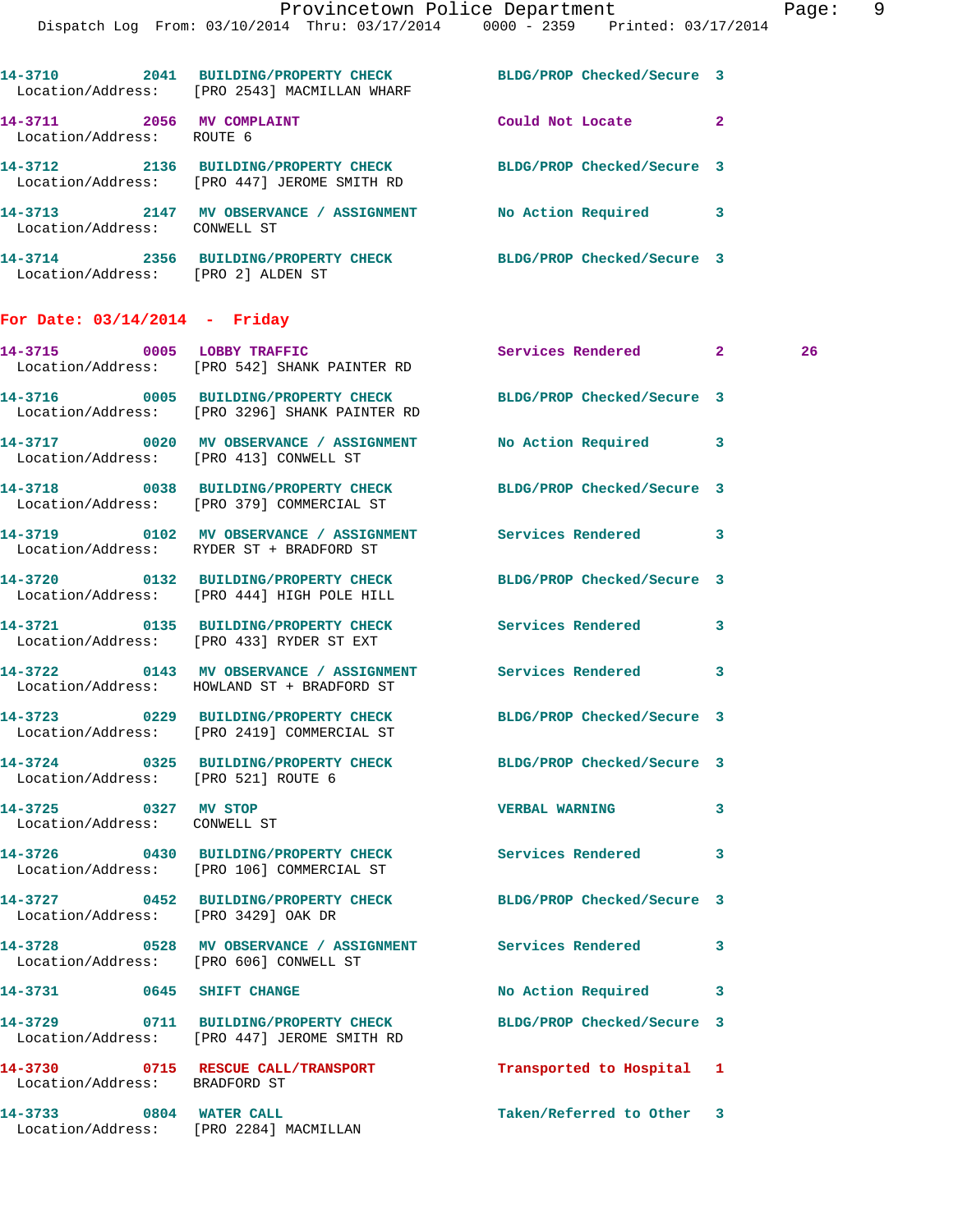14-3710 2041 BUILDING/PROPERTY CHECK BLDG/PROP Checked/Secure 3
Location/Address: [PRO 2543] MACMILLAN WHARF

14-3711 2056 MV COMPLAINT Could Not Locate 2
Location/Address: ROUTE 6

14-3712 2136 BUILDING/PROPERTY CHECK BLDG/PROP Checked/Secure 3
Location/Address: [PRO 447] JEROME SMITH RD

14-3713 2147 MV OBSERVANCE / ASSIGNMENT No Action Required 3
Location/Address: CONWELL ST

14-3714 2356 BUILDING/PROPERTY CHECK BLDG/PROP Checked/Secure 3
Location/Address: [PRO 2] ALDEN ST

## For Date: 03/14/2014 - Friday

14-3715 0005 LOBBY TRAFFIC Services Rendered 2 26
Location/Address: [PRO 542] SHANK PAINTER RD

14-3716 0005 BUILDING/PROPERTY CHECK BLDG/PROP Checked/Secure 3
Location/Address: [PRO 3296] SHANK PAINTER RD

14-3717 0020 MV OBSERVANCE / ASSIGNMENT No Action Required 3
Location/Address: [PRO 413] CONWELL ST

14-3718 0038 BUILDING/PROPERTY CHECK BLDG/PROP Checked/Secure 3
Location/Address: [PRO 379] COMMERCIAL ST

14-3719 0102 MV OBSERVANCE / ASSIGNMENT Services Rendered 3
Location/Address: RYDER ST + BRADFORD ST

14-3720 0132 BUILDING/PROPERTY CHECK BLDG/PROP Checked/Secure 3
Location/Address: [PRO 444] HIGH POLE HILL

14-3721 0135 BUILDING/PROPERTY CHECK Services Rendered 3
Location/Address: [PRO 433] RYDER ST EXT

14-3722 0143 MV OBSERVANCE / ASSIGNMENT Services Rendered 3
Location/Address: HOWLAND ST + BRADFORD ST

14-3723 0229 BUILDING/PROPERTY CHECK BLDG/PROP Checked/Secure 3
Location/Address: [PRO 2419] COMMERCIAL ST

14-3724 0325 BUILDING/PROPERTY CHECK BLDG/PROP Checked/Secure 3
Location/Address: [PRO 521] ROUTE 6

14-3725 0327 MV STOP VERBAL WARNING 3
Location/Address: CONWELL ST

14-3726 0430 BUILDING/PROPERTY CHECK Services Rendered 3
Location/Address: [PRO 106] COMMERCIAL ST

14-3727 0452 BUILDING/PROPERTY CHECK BLDG/PROP Checked/Secure 3
Location/Address: [PRO 3429] OAK DR

14-3728 0528 MV OBSERVANCE / ASSIGNMENT Services Rendered 3
Location/Address: [PRO 606] CONWELL ST

14-3731 0645 SHIFT CHANGE No Action Required 3

14-3729 0711 BUILDING/PROPERTY CHECK BLDG/PROP Checked/Secure 3
Location/Address: [PRO 447] JEROME SMITH RD

14-3730 0715 RESCUE CALL/TRANSPORT Transported to Hospital 1
Location/Address: BRADFORD ST

14-3733 0804 WATER CALL Taken/Referred to Other 3
Location/Address: [PRO 2284] MACMILLAN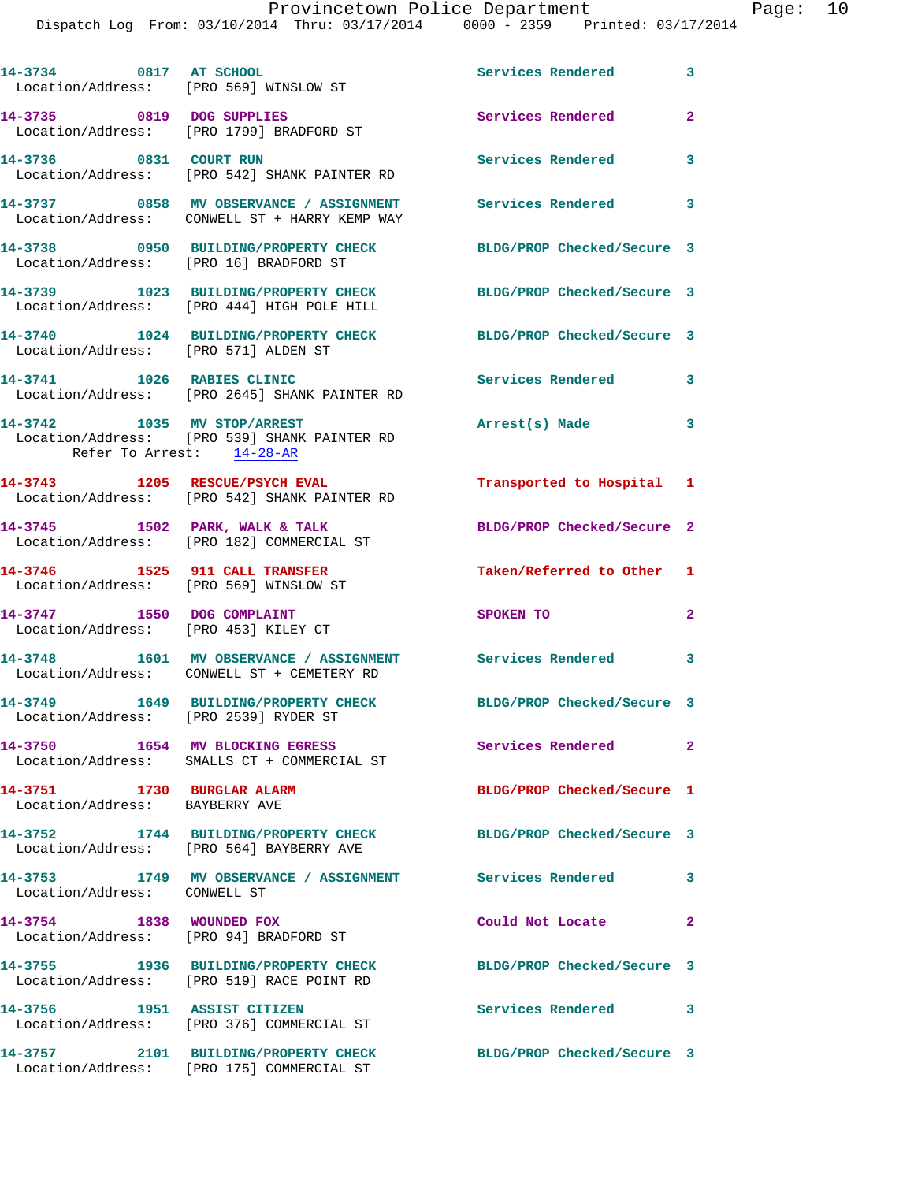14-3734 0817 AT SCHOOL Services Rendered 3
Location/Address: [PRO 569] WINSLOW ST

14-3735 0819 DOG SUPPLIES Services Rendered 2
Location/Address: [PRO 1799] BRADFORD ST

14-3736 0831 COURT RUN Services Rendered 3
Location/Address: [PRO 542] SHANK PAINTER RD

14-3737 0858 MV OBSERVANCE / ASSIGNMENT Services Rendered 3
Location/Address: CONWELL ST + HARRY KEMP WAY

14-3738 0950 BUILDING/PROPERTY CHECK BLDG/PROP Checked/Secure 3
Location/Address: [PRO 16] BRADFORD ST

14-3739 1023 BUILDING/PROPERTY CHECK BLDG/PROP Checked/Secure 3
Location/Address: [PRO 444] HIGH POLE HILL

14-3740 1024 BUILDING/PROPERTY CHECK BLDG/PROP Checked/Secure 3
Location/Address: [PRO 571] ALDEN ST

14-3741 1026 RABIES CLINIC Services Rendered 3
Location/Address: [PRO 2645] SHANK PAINTER RD

14-3742 1035 MV STOP/ARREST Arrest(s) Made 3
Location/Address: [PRO 539] SHANK PAINTER RD
Refer To Arrest: 14-28-AR

14-3743 1205 RESCUE/PSYCH EVAL Transported to Hospital 1
Location/Address: [PRO 542] SHANK PAINTER RD

14-3745 1502 PARK, WALK & TALK BLDG/PROP Checked/Secure 2
Location/Address: [PRO 182] COMMERCIAL ST

14-3746 1525 911 CALL TRANSFER Taken/Referred to Other 1
Location/Address: [PRO 569] WINSLOW ST

14-3747 1550 DOG COMPLAINT SPOKEN TO 2
Location/Address: [PRO 453] KILEY CT

14-3748 1601 MV OBSERVANCE / ASSIGNMENT Services Rendered 3
Location/Address: CONWELL ST + CEMETERY RD

14-3749 1649 BUILDING/PROPERTY CHECK BLDG/PROP Checked/Secure 3
Location/Address: [PRO 2539] RYDER ST

14-3750 1654 MV BLOCKING EGRESS Services Rendered 2
Location/Address: SMALLS CT + COMMERCIAL ST

14-3751 1730 BURGLAR ALARM BLDG/PROP Checked/Secure 1
Location/Address: BAYBERRY AVE

14-3752 1744 BUILDING/PROPERTY CHECK BLDG/PROP Checked/Secure 3
Location/Address: [PRO 564] BAYBERRY AVE

14-3753 1749 MV OBSERVANCE / ASSIGNMENT Services Rendered 3
Location/Address: CONWELL ST

14-3754 1838 WOUNDED FOX Could Not Locate 2
Location/Address: [PRO 94] BRADFORD ST

14-3755 1936 BUILDING/PROPERTY CHECK BLDG/PROP Checked/Secure 3
Location/Address: [PRO 519] RACE POINT RD

14-3756 1951 ASSIST CITIZEN Services Rendered 3
Location/Address: [PRO 376] COMMERCIAL ST

14-3757 2101 BUILDING/PROPERTY CHECK BLDG/PROP Checked/Secure 3
Location/Address: [PRO 175] COMMERCIAL ST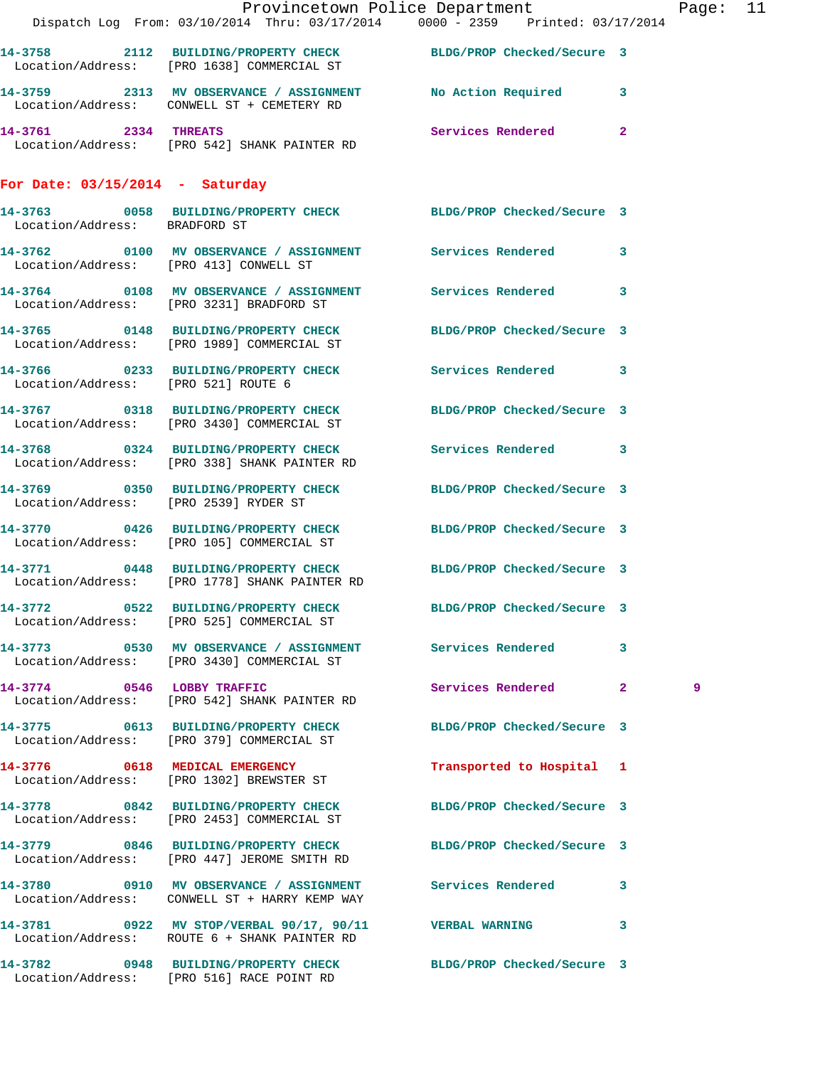14-3758 2112 BUILDING/PROPERTY CHECK BLDG/PROP Checked/Secure 3
Location/Address: [PRO 1638] COMMERCIAL ST

14-3759 2313 MV OBSERVANCE / ASSIGNMENT No Action Required 3
Location/Address: CONWELL ST + CEMETERY RD

14-3761 2334 THREATS Services Rendered 2
Location/Address: [PRO 542] SHANK PAINTER RD

## For Date: 03/15/2014 - Saturday

14-3763 0058 BUILDING/PROPERTY CHECK BLDG/PROP Checked/Secure 3
Location/Address: BRADFORD ST

14-3762 0100 MV OBSERVANCE / ASSIGNMENT Services Rendered 3
Location/Address: [PRO 413] CONWELL ST

14-3764 0108 MV OBSERVANCE / ASSIGNMENT Services Rendered 3
Location/Address: [PRO 3231] BRADFORD ST

14-3765 0148 BUILDING/PROPERTY CHECK BLDG/PROP Checked/Secure 3
Location/Address: [PRO 1989] COMMERCIAL ST

14-3766 0233 BUILDING/PROPERTY CHECK Services Rendered 3
Location/Address: [PRO 521] ROUTE 6

14-3767 0318 BUILDING/PROPERTY CHECK BLDG/PROP Checked/Secure 3
Location/Address: [PRO 3430] COMMERCIAL ST

14-3768 0324 BUILDING/PROPERTY CHECK Services Rendered 3
Location/Address: [PRO 338] SHANK PAINTER RD

14-3769 0350 BUILDING/PROPERTY CHECK BLDG/PROP Checked/Secure 3
Location/Address: [PRO 2539] RYDER ST

14-3770 0426 BUILDING/PROPERTY CHECK BLDG/PROP Checked/Secure 3
Location/Address: [PRO 105] COMMERCIAL ST

14-3771 0448 BUILDING/PROPERTY CHECK BLDG/PROP Checked/Secure 3
Location/Address: [PRO 1778] SHANK PAINTER RD

14-3772 0522 BUILDING/PROPERTY CHECK BLDG/PROP Checked/Secure 3
Location/Address: [PRO 525] COMMERCIAL ST

14-3773 0530 MV OBSERVANCE / ASSIGNMENT Services Rendered 3
Location/Address: [PRO 3430] COMMERCIAL ST

14-3774 0546 LOBBY TRAFFIC Services Rendered 2 9
Location/Address: [PRO 542] SHANK PAINTER RD

14-3775 0613 BUILDING/PROPERTY CHECK BLDG/PROP Checked/Secure 3
Location/Address: [PRO 379] COMMERCIAL ST

14-3776 0618 MEDICAL EMERGENCY Transported to Hospital 1
Location/Address: [PRO 1302] BREWSTER ST

14-3778 0842 BUILDING/PROPERTY CHECK BLDG/PROP Checked/Secure 3
Location/Address: [PRO 2453] COMMERCIAL ST

14-3779 0846 BUILDING/PROPERTY CHECK BLDG/PROP Checked/Secure 3
Location/Address: [PRO 447] JEROME SMITH RD

14-3780 0910 MV OBSERVANCE / ASSIGNMENT Services Rendered 3
Location/Address: CONWELL ST + HARRY KEMP WAY

14-3781 0922 MV STOP/VERBAL 90/17, 90/11 VERBAL WARNING 3
Location/Address: ROUTE 6 + SHANK PAINTER RD

14-3782 0948 BUILDING/PROPERTY CHECK BLDG/PROP Checked/Secure 3
Location/Address: [PRO 516] RACE POINT RD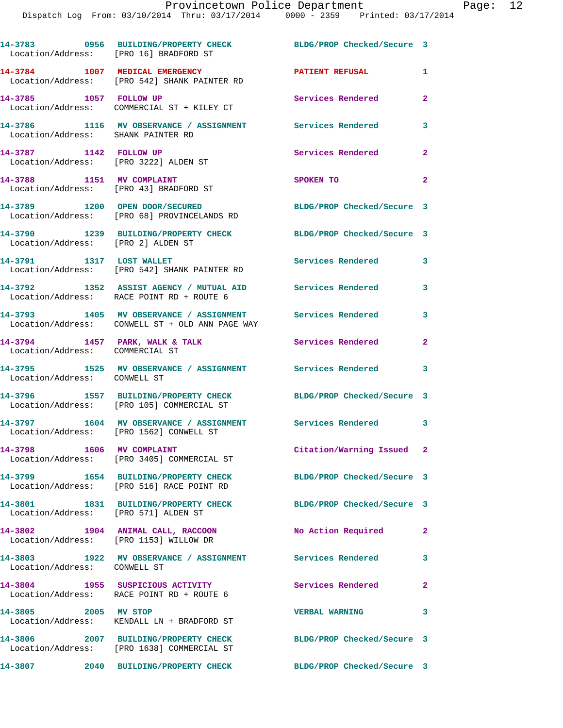| Call # | Time | Call Type | Disposition | Priority |
|---|---|---|---|---|
| 14-3783 | 0956 | BUILDING/PROPERTY CHECK | BLDG/PROP Checked/Secure | 3 |
| Location/Address: [PRO 16] BRADFORD ST | | | | |
| 14-3784 | 1007 | MEDICAL EMERGENCY | PATIENT REFUSAL | 1 |
| Location/Address: [PRO 542] SHANK PAINTER RD | | | | |
| 14-3785 | 1057 | FOLLOW UP | Services Rendered | 2 |
| Location/Address: COMMERCIAL ST + KILEY CT | | | | |
| 14-3786 | 1116 | MV OBSERVANCE / ASSIGNMENT | Services Rendered | 3 |
| Location/Address: SHANK PAINTER RD | | | | |
| 14-3787 | 1142 | FOLLOW UP | Services Rendered | 2 |
| Location/Address: [PRO 3222] ALDEN ST | | | | |
| 14-3788 | 1151 | MV COMPLAINT | SPOKEN TO | 2 |
| Location/Address: [PRO 43] BRADFORD ST | | | | |
| 14-3789 | 1200 | OPEN DOOR/SECURED | BLDG/PROP Checked/Secure | 3 |
| Location/Address: [PRO 68] PROVINCELANDS RD | | | | |
| 14-3790 | 1239 | BUILDING/PROPERTY CHECK | BLDG/PROP Checked/Secure | 3 |
| Location/Address: [PRO 2] ALDEN ST | | | | |
| 14-3791 | 1317 | LOST WALLET | Services Rendered | 3 |
| Location/Address: [PRO 542] SHANK PAINTER RD | | | | |
| 14-3792 | 1352 | ASSIST AGENCY / MUTUAL AID | Services Rendered | 3 |
| Location/Address: RACE POINT RD + ROUTE 6 | | | | |
| 14-3793 | 1405 | MV OBSERVANCE / ASSIGNMENT | Services Rendered | 3 |
| Location/Address: CONWELL ST + OLD ANN PAGE WAY | | | | |
| 14-3794 | 1457 | PARK, WALK & TALK | Services Rendered | 2 |
| Location/Address: COMMERCIAL ST | | | | |
| 14-3795 | 1525 | MV OBSERVANCE / ASSIGNMENT | Services Rendered | 3 |
| Location/Address: CONWELL ST | | | | |
| 14-3796 | 1557 | BUILDING/PROPERTY CHECK | BLDG/PROP Checked/Secure | 3 |
| Location/Address: [PRO 105] COMMERCIAL ST | | | | |
| 14-3797 | 1604 | MV OBSERVANCE / ASSIGNMENT | Services Rendered | 3 |
| Location/Address: [PRO 1562] CONWELL ST | | | | |
| 14-3798 | 1606 | MV COMPLAINT | Citation/Warning Issued | 2 |
| Location/Address: [PRO 3405] COMMERCIAL ST | | | | |
| 14-3799 | 1654 | BUILDING/PROPERTY CHECK | BLDG/PROP Checked/Secure | 3 |
| Location/Address: [PRO 516] RACE POINT RD | | | | |
| 14-3801 | 1831 | BUILDING/PROPERTY CHECK | BLDG/PROP Checked/Secure | 3 |
| Location/Address: [PRO 571] ALDEN ST | | | | |
| 14-3802 | 1904 | ANIMAL CALL, RACCOON | No Action Required | 2 |
| Location/Address: [PRO 1153] WILLOW DR | | | | |
| 14-3803 | 1922 | MV OBSERVANCE / ASSIGNMENT | Services Rendered | 3 |
| Location/Address: CONWELL ST | | | | |
| 14-3804 | 1955 | SUSPICIOUS ACTIVITY | Services Rendered | 2 |
| Location/Address: RACE POINT RD + ROUTE 6 | | | | |
| 14-3805 | 2005 | MV STOP | VERBAL WARNING | 3 |
| Location/Address: KENDALL LN + BRADFORD ST | | | | |
| 14-3806 | 2007 | BUILDING/PROPERTY CHECK | BLDG/PROP Checked/Secure | 3 |
| Location/Address: [PRO 1638] COMMERCIAL ST | | | | |
| 14-3807 | 2040 | BUILDING/PROPERTY CHECK | BLDG/PROP Checked/Secure | 3 |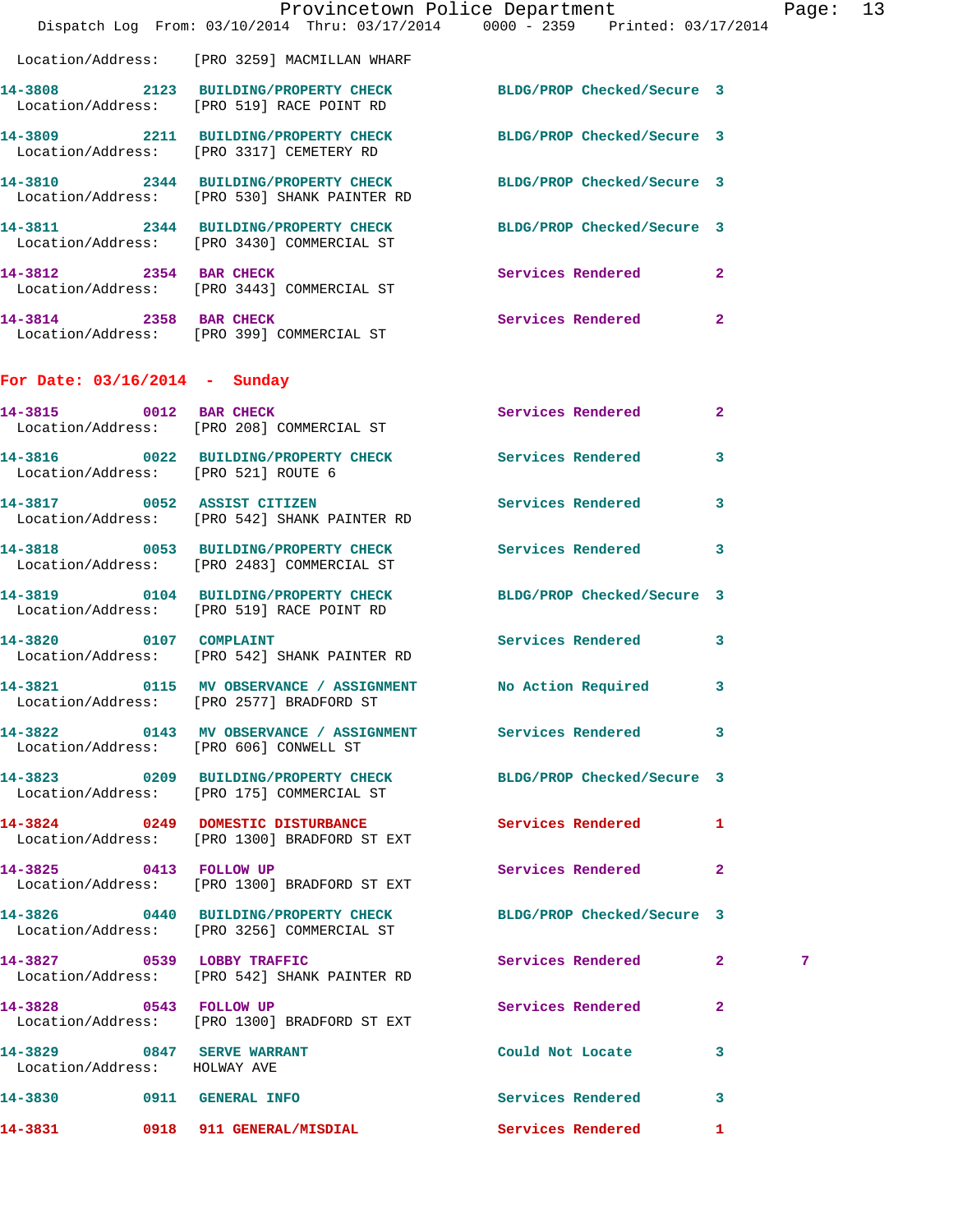Location/Address: [PRO 3259] MACMILLAN WHARF

14-3808 2123 BUILDING/PROPERTY CHECK BLDG/PROP Checked/Secure 3
Location/Address: [PRO 519] RACE POINT RD

14-3809 2211 BUILDING/PROPERTY CHECK BLDG/PROP Checked/Secure 3
Location/Address: [PRO 3317] CEMETERY RD

14-3810 2344 BUILDING/PROPERTY CHECK BLDG/PROP Checked/Secure 3
Location/Address: [PRO 530] SHANK PAINTER RD

14-3811 2344 BUILDING/PROPERTY CHECK BLDG/PROP Checked/Secure 3
Location/Address: [PRO 3430] COMMERCIAL ST

14-3812 2354 BAR CHECK Services Rendered 2
Location/Address: [PRO 3443] COMMERCIAL ST

14-3814 2358 BAR CHECK Services Rendered 2
Location/Address: [PRO 399] COMMERCIAL ST

**For Date: 03/16/2014 - Sunday**

14-3815 0012 BAR CHECK Services Rendered 2
Location/Address: [PRO 208] COMMERCIAL ST

14-3816 0022 BUILDING/PROPERTY CHECK Services Rendered 3
Location/Address: [PRO 521] ROUTE 6

14-3817 0052 ASSIST CITIZEN Services Rendered 3
Location/Address: [PRO 542] SHANK PAINTER RD

14-3818 0053 BUILDING/PROPERTY CHECK Services Rendered 3
Location/Address: [PRO 2483] COMMERCIAL ST

14-3819 0104 BUILDING/PROPERTY CHECK BLDG/PROP Checked/Secure 3
Location/Address: [PRO 519] RACE POINT RD

14-3820 0107 COMPLAINT Services Rendered 3
Location/Address: [PRO 542] SHANK PAINTER RD

14-3821 0115 MV OBSERVANCE / ASSIGNMENT No Action Required 3
Location/Address: [PRO 2577] BRADFORD ST

14-3822 0143 MV OBSERVANCE / ASSIGNMENT Services Rendered 3
Location/Address: [PRO 606] CONWELL ST

14-3823 0209 BUILDING/PROPERTY CHECK BLDG/PROP Checked/Secure 3
Location/Address: [PRO 175] COMMERCIAL ST

14-3824 0249 DOMESTIC DISTURBANCE Services Rendered 1
Location/Address: [PRO 1300] BRADFORD ST EXT

14-3825 0413 FOLLOW UP Services Rendered 2
Location/Address: [PRO 1300] BRADFORD ST EXT

14-3826 0440 BUILDING/PROPERTY CHECK BLDG/PROP Checked/Secure 3
Location/Address: [PRO 3256] COMMERCIAL ST

14-3827 0539 LOBBY TRAFFIC Services Rendered 2 7
Location/Address: [PRO 542] SHANK PAINTER RD

14-3828 0543 FOLLOW UP Services Rendered 2
Location/Address: [PRO 1300] BRADFORD ST EXT

14-3829 0847 SERVE WARRANT Could Not Locate 3
Location/Address: HOLWAY AVE

14-3830 0911 GENERAL INFO Services Rendered 3

14-3831 0918 911 GENERAL/MISDIAL Services Rendered 1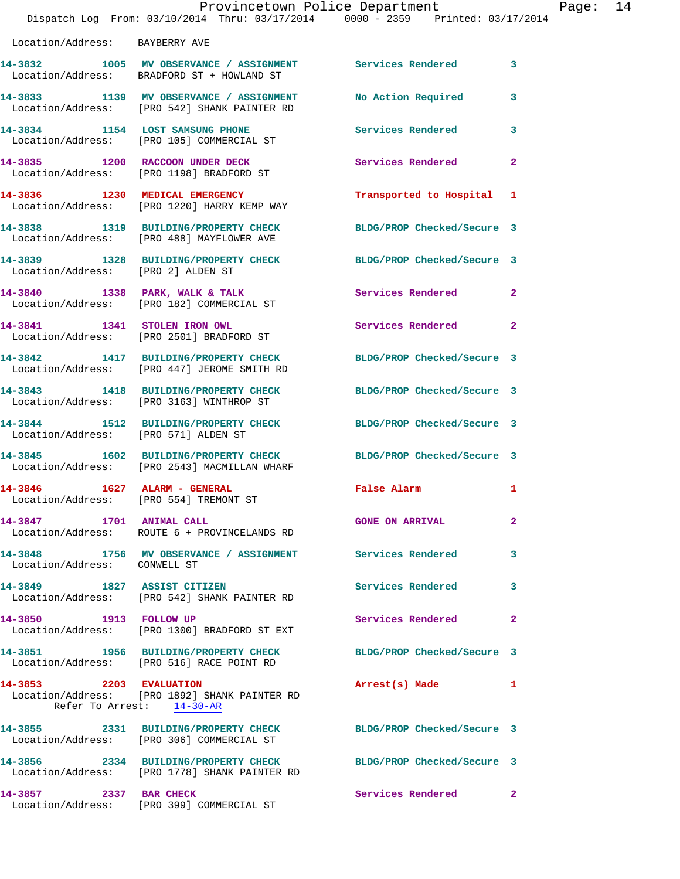Location/Address: BAYBERRY AVE

**14-3832** 1005 **MV OBSERVANCE / ASSIGNMENT** Services Rendered 3
Location/Address: BRADFORD ST + HOWLAND ST

**14-3833** 1139 **MV OBSERVANCE / ASSIGNMENT** No Action Required 3
Location/Address: [PRO 542] SHANK PAINTER RD

**14-3834** 1154 **LOST SAMSUNG PHONE** Services Rendered 3
Location/Address: [PRO 105] COMMERCIAL ST

**14-3835** 1200 **RACCOON UNDER DECK** Services Rendered 2
Location/Address: [PRO 1198] BRADFORD ST

**14-3836** 1230 **MEDICAL EMERGENCY** Transported to Hospital 1
Location/Address: [PRO 1220] HARRY KEMP WAY

**14-3838** 1319 **BUILDING/PROPERTY CHECK** BLDG/PROP Checked/Secure 3
Location/Address: [PRO 488] MAYFLOWER AVE

**14-3839** 1328 **BUILDING/PROPERTY CHECK** BLDG/PROP Checked/Secure 3
Location/Address: [PRO 2] ALDEN ST

**14-3840** 1338 **PARK, WALK & TALK** Services Rendered 2
Location/Address: [PRO 182] COMMERCIAL ST

**14-3841** 1341 **STOLEN IRON OWL** Services Rendered 2
Location/Address: [PRO 2501] BRADFORD ST

**14-3842** 1417 **BUILDING/PROPERTY CHECK** BLDG/PROP Checked/Secure 3
Location/Address: [PRO 447] JEROME SMITH RD

**14-3843** 1418 **BUILDING/PROPERTY CHECK** BLDG/PROP Checked/Secure 3
Location/Address: [PRO 3163] WINTHROP ST

**14-3844** 1512 **BUILDING/PROPERTY CHECK** BLDG/PROP Checked/Secure 3
Location/Address: [PRO 571] ALDEN ST

**14-3845** 1602 **BUILDING/PROPERTY CHECK** BLDG/PROP Checked/Secure 3
Location/Address: [PRO 2543] MACMILLAN WHARF

**14-3846** 1627 **ALARM - GENERAL** False Alarm 1
Location/Address: [PRO 554] TREMONT ST

**14-3847** 1701 **ANIMAL CALL** GONE ON ARRIVAL 2
Location/Address: ROUTE 6 + PROVINCELANDS RD

**14-3848** 1756 **MV OBSERVANCE / ASSIGNMENT** Services Rendered 3
Location/Address: CONWELL ST

**14-3849** 1827 **ASSIST CITIZEN** Services Rendered 3
Location/Address: [PRO 542] SHANK PAINTER RD

**14-3850** 1913 **FOLLOW UP** Services Rendered 2
Location/Address: [PRO 1300] BRADFORD ST EXT

**14-3851** 1956 **BUILDING/PROPERTY CHECK** BLDG/PROP Checked/Secure 3
Location/Address: [PRO 516] RACE POINT RD

**14-3853** 2203 **EVALUATION** Arrest(s) Made 1
Location/Address: [PRO 1892] SHANK PAINTER RD
Refer To Arrest: 14-30-AR

**14-3855** 2331 **BUILDING/PROPERTY CHECK** BLDG/PROP Checked/Secure 3
Location/Address: [PRO 306] COMMERCIAL ST

**14-3856** 2334 **BUILDING/PROPERTY CHECK** BLDG/PROP Checked/Secure 3
Location/Address: [PRO 1778] SHANK PAINTER RD

**14-3857** 2337 **BAR CHECK** Services Rendered 2
Location/Address: [PRO 399] COMMERCIAL ST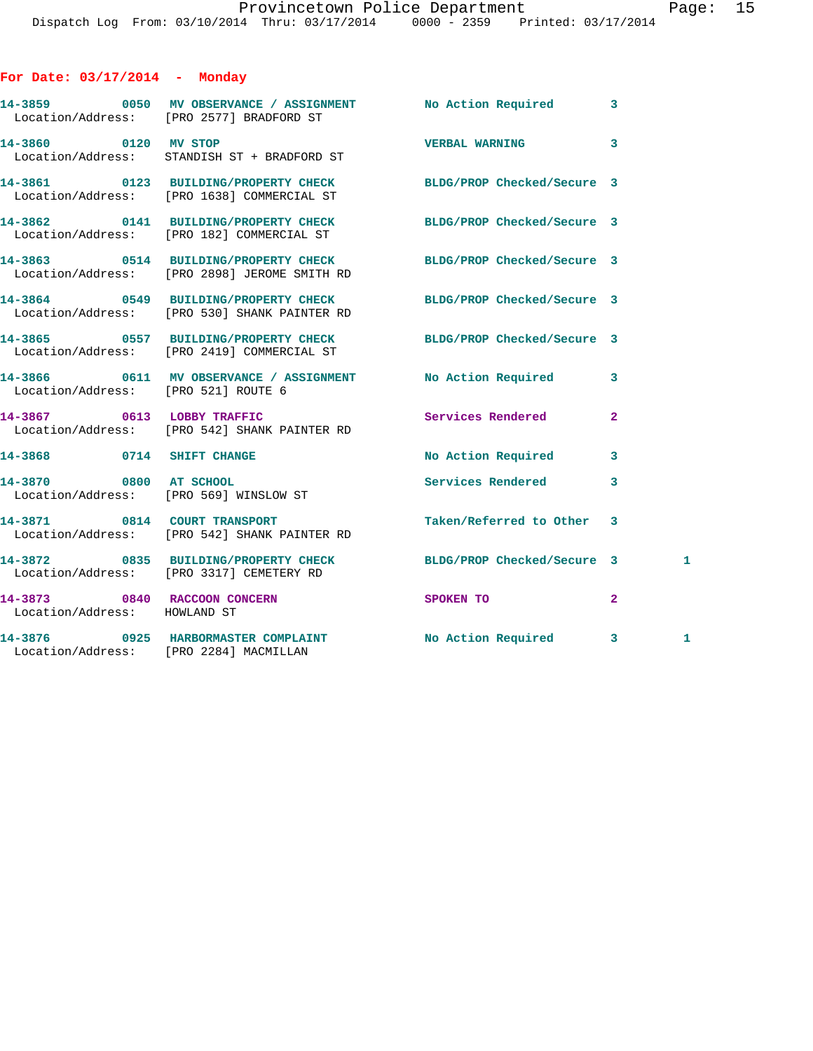## For Date: 03/17/2014 - Monday

| | | | | | |
|---|---|---|---|---|---|
| **14-3859** | **0050** | **MV OBSERVANCE / ASSIGNMENT** | **No Action Required** | **3** | |
| Location/Address: | | [PRO 2577] BRADFORD ST | | | |
| **14-3860** | **0120** | **MV STOP** | **VERBAL WARNING** | **3** | |
| Location/Address: | | STANDISH ST + BRADFORD ST | | | |
| **14-3861** | **0123** | **BUILDING/PROPERTY CHECK** | **BLDG/PROP Checked/Secure** | **3** | |
| Location/Address: | | [PRO 1638] COMMERCIAL ST | | | |
| **14-3862** | **0141** | **BUILDING/PROPERTY CHECK** | **BLDG/PROP Checked/Secure** | **3** | |
| Location/Address: | | [PRO 182] COMMERCIAL ST | | | |
| **14-3863** | **0514** | **BUILDING/PROPERTY CHECK** | **BLDG/PROP Checked/Secure** | **3** | |
| Location/Address: | | [PRO 2898] JEROME SMITH RD | | | |
| **14-3864** | **0549** | **BUILDING/PROPERTY CHECK** | **BLDG/PROP Checked/Secure** | **3** | |
| Location/Address: | | [PRO 530] SHANK PAINTER RD | | | |
| **14-3865** | **0557** | **BUILDING/PROPERTY CHECK** | **BLDG/PROP Checked/Secure** | **3** | |
| Location/Address: | | [PRO 2419] COMMERCIAL ST | | | |
| **14-3866** | **0611** | **MV OBSERVANCE / ASSIGNMENT** | **No Action Required** | **3** | |
| Location/Address: | | [PRO 521] ROUTE 6 | | | |
| **14-3867** | **0613** | **LOBBY TRAFFIC** | **Services Rendered** | **2** | |
| Location/Address: | | [PRO 542] SHANK PAINTER RD | | | |
| **14-3868** | **0714** | **SHIFT CHANGE** | **No Action Required** | **3** | |
| **14-3870** | **0800** | **AT SCHOOL** | **Services Rendered** | **3** | |
| Location/Address: | | [PRO 569] WINSLOW ST | | | |
| **14-3871** | **0814** | **COURT TRANSPORT** | **Taken/Referred to Other** | **3** | |
| Location/Address: | | [PRO 542] SHANK PAINTER RD | | | |
| **14-3872** | **0835** | **BUILDING/PROPERTY CHECK** | **BLDG/PROP Checked/Secure** | **3** | **1** |
| Location/Address: | | [PRO 3317] CEMETERY RD | | | |
| **14-3873** | **0840** | **RACCOON CONCERN** | **SPOKEN TO** | **2** | |
| Location/Address: | | HOWLAND ST | | | |
| **14-3876** | **0925** | **HARBORMASTER COMPLAINT** | **No Action Required** | **3** | **1** |
| Location/Address: | | [PRO 2284] MACMILLAN | | | |